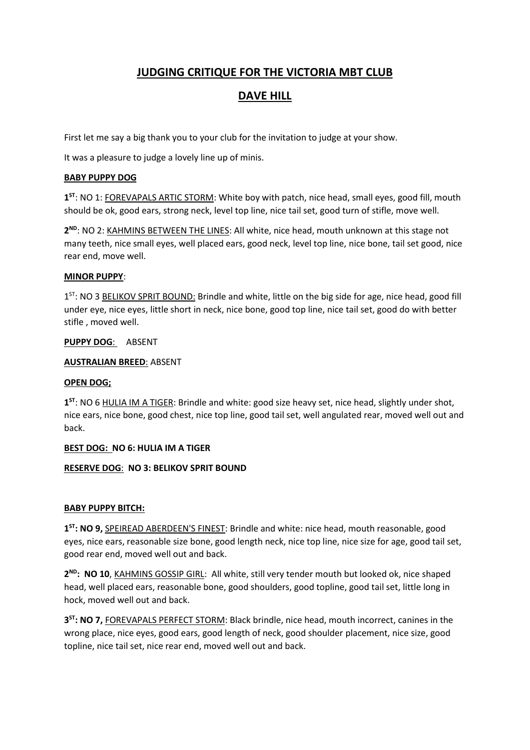# JUDGING CRITIQUE FOR THE VICTORIA MBT CLUB

# DAVE HILL

First let me say a big thank you to your club for the invitation to judge at your show.

It was a pleasure to judge a lovely line up of minis.

**BABY PUPPY DOG**

**1ST**: NO 1: FOREVAPALS ARTIC STORM: White boy with patch, nice head, small eyes, good fill, mouth should be ok, good ears, strong neck, level top line, nice tail set, good turn of stifle, move well.

**2ND**: NO 2: KAHMINS BETWEEN THE LINES: All white, nice head, mouth unknown at this stage not many teeth, nice small eyes, well placed ears, good neck, level top line, nice bone, tail set good, nice rear end, move well.

**MINOR PUPPY**:

1ST: NO 3 BELIKOV SPRIT BOUND: Brindle and white, little on the big side for age, nice head, good fill under eye, nice eyes, little short in neck, nice bone, good top line, nice tail set, good do with better stifle , moved well.

**PUPPY DOG**: ABSENT

**AUSTRALIAN BREED**: ABSENT

**OPEN DOG;**

**1ST**: NO 6 HULIA IM A TIGER: Brindle and white: good size heavy set, nice head, slightly under shot, nice ears, nice bone, good chest, nice top line, good tail set, well angulated rear, moved well out and back.

**BEST DOG: NO 6: HULIA IM A TIGER**

**RESERVE DOG: NO 3: BELIKOV SPRIT BOUND**

**BABY PUPPY BITCH:**

**1ST: NO 9,** SPEIREAD ABERDEEN'S FINEST: Brindle and white: nice head, mouth reasonable, good eyes, nice ears, reasonable size bone, good length neck, nice top line, nice size for age, good tail set, good rear end, moved well out and back.

**2ND: NO 10**, KAHMINS GOSSIP GIRL: All white, still very tender mouth but looked ok, nice shaped head, well placed ears, reasonable bone, good shoulders, good topline, good tail set, little long in hock, moved well out and back.

**3ST: NO 7,** FOREVAPALS PERFECT STORM: Black brindle, nice head, mouth incorrect, canines in the wrong place, nice eyes, good ears, good length of neck, good shoulder placement, nice size, good topline, nice tail set, nice rear end, moved well out and back.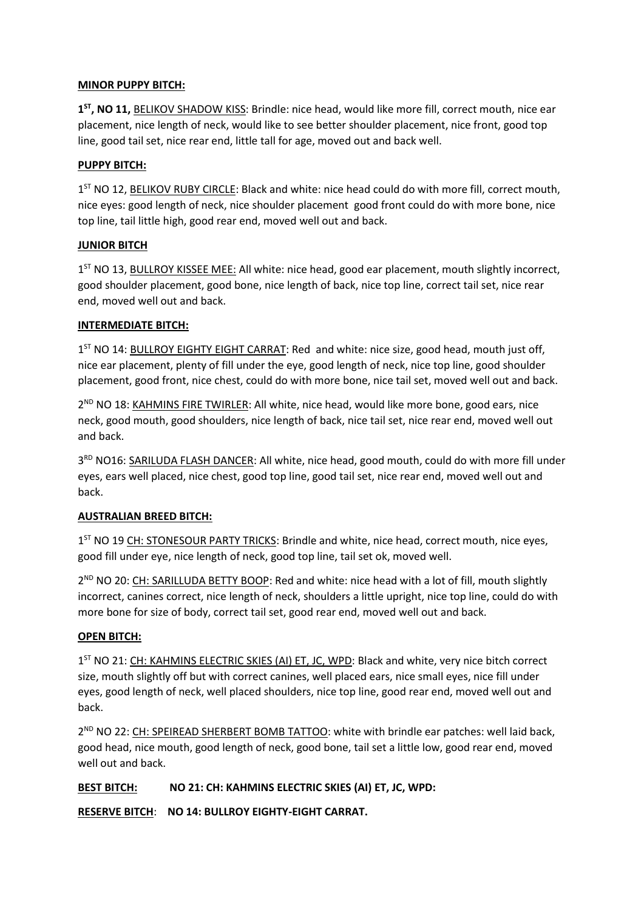**MINOR PUPPY BITCH:**

**1ST, NO 11,** BELIKOV SHADOW KISS: Brindle: nice head, would like more fill, correct mouth, nice ear placement, nice length of neck, would like to see better shoulder placement, nice front, good top line, good tail set, nice rear end, little tall for age, moved out and back well.

**PUPPY BITCH:**

1ST NO 12, BELIKOV RUBY CIRCLE: Black and white: nice head could do with more fill, correct mouth, nice eyes: good length of neck, nice shoulder placement good front could do with more bone, nice top line, tail little high, good rear end, moved well out and back.

**JUNIOR BITCH**

1ST NO 13, BULLROY KISSEE MEE: All white: nice head, good ear placement, mouth slightly incorrect, good shoulder placement, good bone, nice length of back, nice top line, correct tail set, nice rear end, moved well out and back.

**INTERMEDIATE BITCH:**

1ST NO 14: BULLROY EIGHTY EIGHT CARRAT: Red and white: nice size, good head, mouth just off, nice ear placement, plenty of fill under the eye, good length of neck, nice top line, good shoulder placement, good front, nice chest, could do with more bone, nice tail set, moved well out and back.

2ND NO 18: KAHMINS FIRE TWIRLER: All white, nice head, would like more bone, good ears, nice neck, good mouth, good shoulders, nice length of back, nice tail set, nice rear end, moved well out and back.

3RD NO16: SARILUDA FLASH DANCER: All white, nice head, good mouth, could do with more fill under eyes, ears well placed, nice chest, good top line, good tail set, nice rear end, moved well out and back.

**AUSTRALIAN BREED BITCH:**

1ST NO 19 CH: STONESOUR PARTY TRICKS: Brindle and white, nice head, correct mouth, nice eyes, good fill under eye, nice length of neck, good top line, tail set ok, moved well.

2ND NO 20: CH: SARILLUDA BETTY BOOP: Red and white: nice head with a lot of fill, mouth slightly incorrect, canines correct, nice length of neck, shoulders a little upright, nice top line, could do with more bone for size of body, correct tail set, good rear end, moved well out and back.

**OPEN BITCH:**

1ST NO 21: CH: KAHMINS ELECTRIC SKIES (AI) ET, JC, WPD: Black and white, very nice bitch correct size, mouth slightly off but with correct canines, well placed ears, nice small eyes, nice fill under eyes, good length of neck, well placed shoulders, nice top line, good rear end, moved well out and back.

2ND NO 22: CH: SPEIREAD SHERBERT BOMB TATTOO: white with brindle ear patches: well laid back, good head, nice mouth, good length of neck, good bone, tail set a little low, good rear end, moved well out and back.

**BEST BITCH: NO 21: CH: KAHMINS ELECTRIC SKIES (AI) ET, JC, WPD:**

**RESERVE BITCH: NO 14: BULLROY EIGHTY-EIGHT CARRAT.**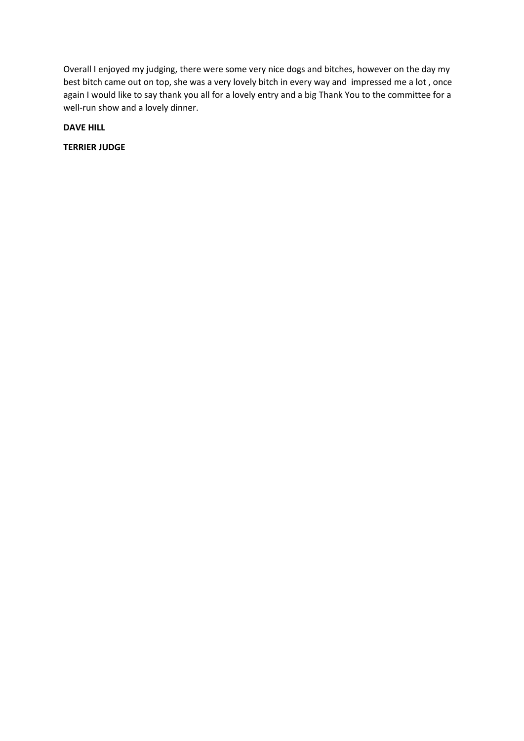Overall I enjoyed my judging, there were some very nice dogs and bitches, however on the day my best bitch came out on top, she was a very lovely bitch in every way and impressed me a lot , once again I would like to say thank you all for a lovely entry and a big Thank You to the committee for a well-run show and a lovely dinner.

**DAVE HILL**

**TERRIER JUDGE**